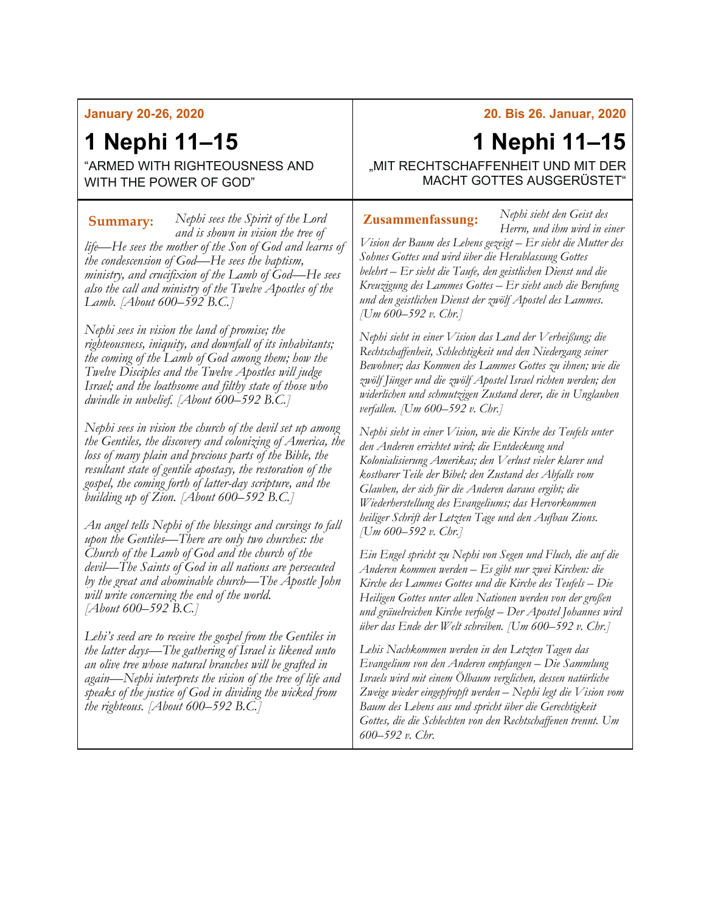**January 20-26, 2020**

# 1 Nephi 11–15

“ARMED WITH RIGHTEOUSNESS AND WITH THE POWER OF GOD”

**Summary:** *Nephi sees the Spirit of the Lord and is shown in vision the tree of life—He sees the mother of the Son of God and learns of the condescension of God—He sees the baptism, ministry, and crucifixion of the Lamb of God—He sees also the call and ministry of the Twelve Apostles of the Lamb. [About 600–592 B.C.]*

*Nephi sees in vision the land of promise; the righteousness, iniquity, and downfall of its inhabitants; the coming of the Lamb of God among them; how the Twelve Disciples and the Twelve Apostles will judge Israel; and the loathsome and filthy state of those who dwindle in unbelief. [About 600–592 B.C.]*

*Nephi sees in vision the church of the devil set up among the Gentiles, the discovery and colonizing of America, the loss of many plain and precious parts of the Bible, the resultant state of gentile apostasy, the restoration of the gospel, the coming forth of latter-day scripture, and the building up of Zion. [About 600–592 B.C.]*

*An angel tells Nephi of the blessings and cursings to fall upon the Gentiles—There are only two churches: the Church of the Lamb of God and the church of the devil—The Saints of God in all nations are persecuted by the great and abominable church—The Apostle John will write concerning the end of the world. [About 600–592 B.C.]*

*Lehi’s seed are to receive the gospel from the Gentiles in the latter days—The gathering of Israel is likened unto an olive tree whose natural branches will be grafted in again—Nephi interprets the vision of the tree of life and speaks of the justice of God in dividing the wicked from the righteous. [About 600–592 B.C.]*

**20. Bis 26. Januar, 2020**

# 1 Nephi 11–15

„MIT RECHTSCHAFFENHEIT UND MIT DER MACHT GOTTES AUSGERÜSTET“

**Zusammenfassung:** *Nephi sieht den Geist des Herrn, und ihm wird in einer Vision der Baum des Lebens gezeigt – Er sieht die Mutter des Sohnes Gottes und wird über die Herablassung Gottes belehrt – Er sieht die Taufe, den geistlichen Dienst und die Kreuzigung des Lammes Gottes – Er sieht auch die Berufung und den geistlichen Dienst der zwölf Apostel des Lammes. [Um 600–592 v. Chr.]*

*Nephi sieht in einer Vision das Land der Verheißung; die Rechtschaffenheit, Schlechtigkeit und den Niedergang seiner Bewohner; das Kommen des Lammes Gottes zu ihnen; wie die zwölf Jünger und die zwölf Apostel Israel richten werden; den widerlichen und schmutzigen Zustand derer, die in Unglauben verfallen. [Um 600–592 v. Chr.]*

*Nephi sieht in einer Vision, wie die Kirche des Teufels unter den Anderen errichtet wird; die Entdeckung und Kolonialisierung Amerikas; den Verlust vieler klarer und kostbarer Teile der Bibel; den Zustand des Abfalls vom Glauben, der sich für die Anderen daraus ergibt; die Wiederherstellung des Evangeliums; das Hervorkommen heiliger Schrift der Letzten Tage und den Aufbau Zions. [Um 600–592 v. Chr.]*

*Ein Engel spricht zu Nephi von Segen und Fluch, die auf die Anderen kommen werden – Es gibt nur zwei Kirchen: die Kirche des Lammes Gottes und die Kirche des Teufels – Die Heiligen Gottes unter allen Nationen werden von der großen und gräuelreichen Kirche verfolgt – Der Apostel Johannes wird über das Ende der Welt schreiben. [Um 600–592 v. Chr.]*

*Lehis Nachkommen werden in den Letzten Tagen das Evangelium von den Anderen empfangen – Die Sammlung Israels wird mit einem Ölbaum verglichen, dessen natürliche Zweige wieder eingepfropft werden – Nephi legt die Vision vom Baum des Lebens aus und spricht über die Gerechtigkeit Gottes, die die Schlechten von den Rechtschaffenen trennt. Um 600–592 v. Chr.*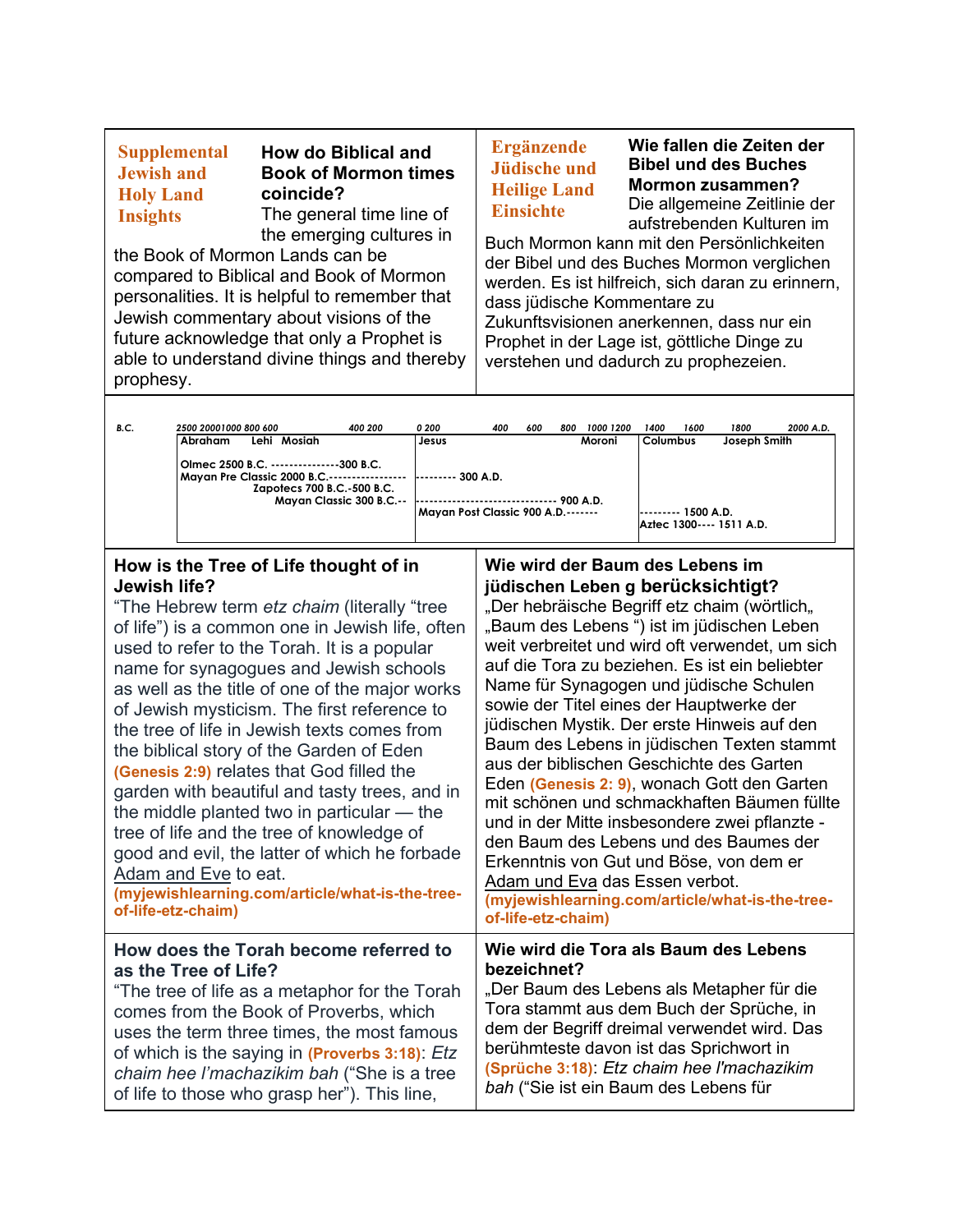**Supplemental Jewish and Holy Land Insights**

**How do Biblical and Book of Mormon times coincide?**
The general time line of the emerging cultures in the Book of Mormon Lands can be compared to Biblical and Book of Mormon personalities. It is helpful to remember that Jewish commentary about visions of the future acknowledge that only a Prophet is able to understand divine things and thereby prophesy.

**Ergänzende Jüdische und Heilige Land Einsichte**

**Wie fallen die Zeiten der Bibel und des Buches Mormon zusammen?**
Die allgemeine Zeitlinie der aufstrebenden Kulturen im Buch Mormon kann mit den Persönlichkeiten der Bibel und des Buches Mormon verglichen werden. Es ist hilfreich, sich daran zu erinnern, dass jüdische Kommentare zu Zukunftsvisionen anerkennen, dass nur ein Prophet in der Lage ist, göttliche Dinge zu verstehen und dadurch zu prophezeien.

*B.C. 2500 2000 1000 800 600 400 200 0 200 400 600 800 1000 1200 1400 1600 1800 2000 A.D.*

Abraham Lehi Mosiah | Jesus Moroni | Columbus Joseph Smith

Olmec 2500 B.C. ---------------300 B.C.
Mayan Pre Classic 2000 B.C.------------------------- 300 A.D.
Zapotecs 700 B.C.-500 B.C.
Mayan Classic 300 B.C.-------------------------------- 900 A.D.
Mayan Post Classic 900 A.D.--------------------- 1500 A.D.
Aztec 1300---- 1511 A.D.

**How is the Tree of Life thought of in Jewish life?**
"The Hebrew term *etz chaim* (literally "tree of life") is a common one in Jewish life, often used to refer to the Torah. It is a popular name for synagogues and Jewish schools as well as the title of one of the major works of Jewish mysticism. The first reference to the tree of life in Jewish texts comes from the biblical story of the Garden of Eden **(Genesis 2:9)** relates that God filled the garden with beautiful and tasty trees, and in the middle planted two in particular — the tree of life and the tree of knowledge of good and evil, the latter of which he forbade Adam and Eve to eat.
**(myjewishlearning.com/article/what-is-the-tree-of-life-etz-chaim)**

**Wie wird der Baum des Lebens im jüdischen Leben g berücksichtigt?**
„Der hebräische Begriff etz chaim (wörtlich„ „Baum des Lebens ") ist im jüdischen Leben weit verbreitet und wird oft verwendet, um sich auf die Tora zu beziehen. Es ist ein beliebter Name für Synagogen und jüdische Schulen sowie der Titel eines der Hauptwerke der jüdischen Mystik. Der erste Hinweis auf den Baum des Lebens in jüdischen Texten stammt aus der biblischen Geschichte des Garten Eden **(Genesis 2: 9)**, wonach Gott den Garten mit schönen und schmackhaften Bäumen füllte und in der Mitte insbesondere zwei pflanzte - den Baum des Lebens und des Baumes der Erkenntnis von Gut und Böse, von dem er Adam und Eva das Essen verbot.
**(myjewishlearning.com/article/what-is-the-tree-of-life-etz-chaim)**

**How does the Torah become referred to as the Tree of Life?**
"The tree of life as a metaphor for the Torah comes from the Book of Proverbs, which uses the term three times, the most famous of which is the saying in **(Proverbs 3:18)**: *Etz chaim hee l'machazikim bah* ("She is a tree of life to those who grasp her"). This line,

**Wie wird die Tora als Baum des Lebens bezeichnet?**
„Der Baum des Lebens als Metapher für die Tora stammt aus dem Buch der Sprüche, in dem der Begriff dreimal verwendet wird. Das berühmteste davon ist das Sprichwort in **(Sprüche 3:18)**: *Etz chaim hee l'machazikim bah* ("Sie ist ein Baum des Lebens für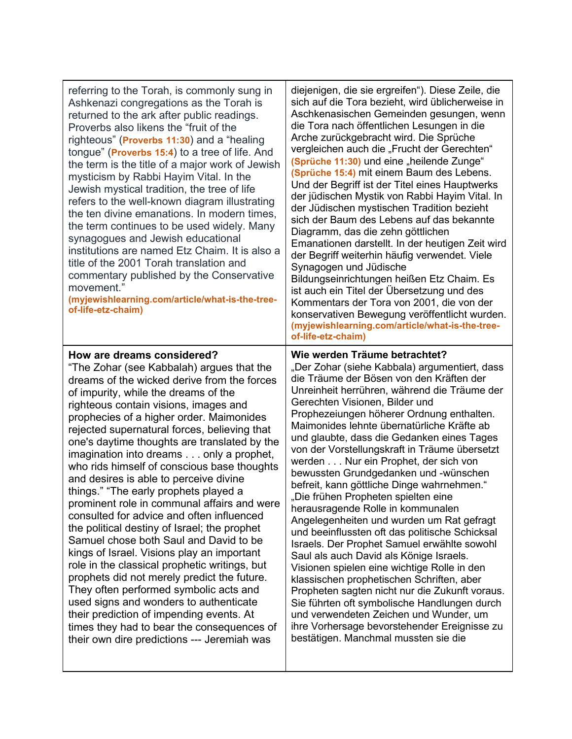| | |
|---|---|
| referring to the Torah, is commonly sung in Ashkenazi congregations as the Torah is returned to the ark after public readings. Proverbs also likens the "fruit of the righteous" (**Proverbs 11:30**) and a "healing tongue" (**Proverbs 15:4**) to a tree of life. And the term is the title of a major work of Jewish mysticism by Rabbi Hayim Vital. In the Jewish mystical tradition, the tree of life refers to the well-known diagram illustrating the ten divine emanations. In modern times, the term continues to be used widely. Many synagogues and Jewish educational institutions are named Etz Chaim. It is also a title of the 2001 Torah translation and commentary published by the Conservative movement." **(myjewishlearning.com/article/what-is-the-tree-of-life-etz-chaim)** | diejenigen, die sie ergreifen"). Diese Zeile, die sich auf die Tora bezieht, wird üblicherweise in Aschkenasischen Gemeinden gesungen, wenn die Tora nach öffentlichen Lesungen in die Arche zurückgebracht wird. Die Sprüche vergleichen auch die „Frucht der Gerechten" **(Sprüche 11:30)** und eine „heilende Zunge" **(Sprüche 15:4)** mit einem Baum des Lebens. Und der Begriff ist der Titel eines Hauptwerks der jüdischen Mystik von Rabbi Hayim Vital. In der Jüdischen mystischen Tradition bezieht sich der Baum des Lebens auf das bekannte Diagramm, das die zehn göttlichen Emanationen darstellt. In der heutigen Zeit wird der Begriff weiterhin häufig verwendet. Viele Synagogen und Jüdische Bildungseinrichtungen heißen Etz Chaim. Es ist auch ein Titel der Übersetzung und des Kommentars der Tora von 2001, die von der konservativen Bewegung veröffentlicht wurden. **(myjewishlearning.com/article/what-is-the-tree-of-life-etz-chaim)** |
| **How are dreams considered?** "The Zohar (see Kabbalah) argues that the dreams of the wicked derive from the forces of impurity, while the dreams of the righteous contain visions, images and prophecies of a higher order. Maimonides rejected supernatural forces, believing that one's daytime thoughts are translated by the imagination into dreams . . . only a prophet, who rids himself of conscious base thoughts and desires is able to perceive divine things." "The early prophets played a prominent role in communal affairs and were consulted for advice and often influenced the political destiny of Israel; the prophet Samuel chose both Saul and David to be kings of Israel. Visions play an important role in the classical prophetic writings, but prophets did not merely predict the future. They often performed symbolic acts and used signs and wonders to authenticate their prediction of impending events. At times they had to bear the consequences of their own dire predictions --- Jeremiah was | **Wie werden Träume betrachtet?** „Der Zohar (siehe Kabbala) argumentiert, dass die Träume der Bösen von den Kräften der Unreinheit herrühren, während die Träume der Gerechten Visionen, Bilder und Prophezeiungen höherer Ordnung enthalten. Maimonides lehnte übernatürliche Kräfte ab und glaubte, dass die Gedanken eines Tages von der Vorstellungskraft in Träume übersetzt werden . . . Nur ein Prophet, der sich von bewussten Grundgedanken und -wünschen befreit, kann göttliche Dinge wahrnehmen." „Die frühen Propheten spielten eine herausragende Rolle in kommunalen Angelegenheiten und wurden um Rat gefragt und beeinflussten oft das politische Schicksal Israels. Der Prophet Samuel erwählte sowohl Saul als auch David als Könige Israels. Visionen spielen eine wichtige Rolle in den klassischen prophetischen Schriften, aber Propheten sagten nicht nur die Zukunft voraus. Sie führten oft symbolische Handlungen durch und verwendeten Zeichen und Wunder, um ihre Vorhersage bevorstehender Ereignisse zu bestätigen. Manchmal mussten sie die |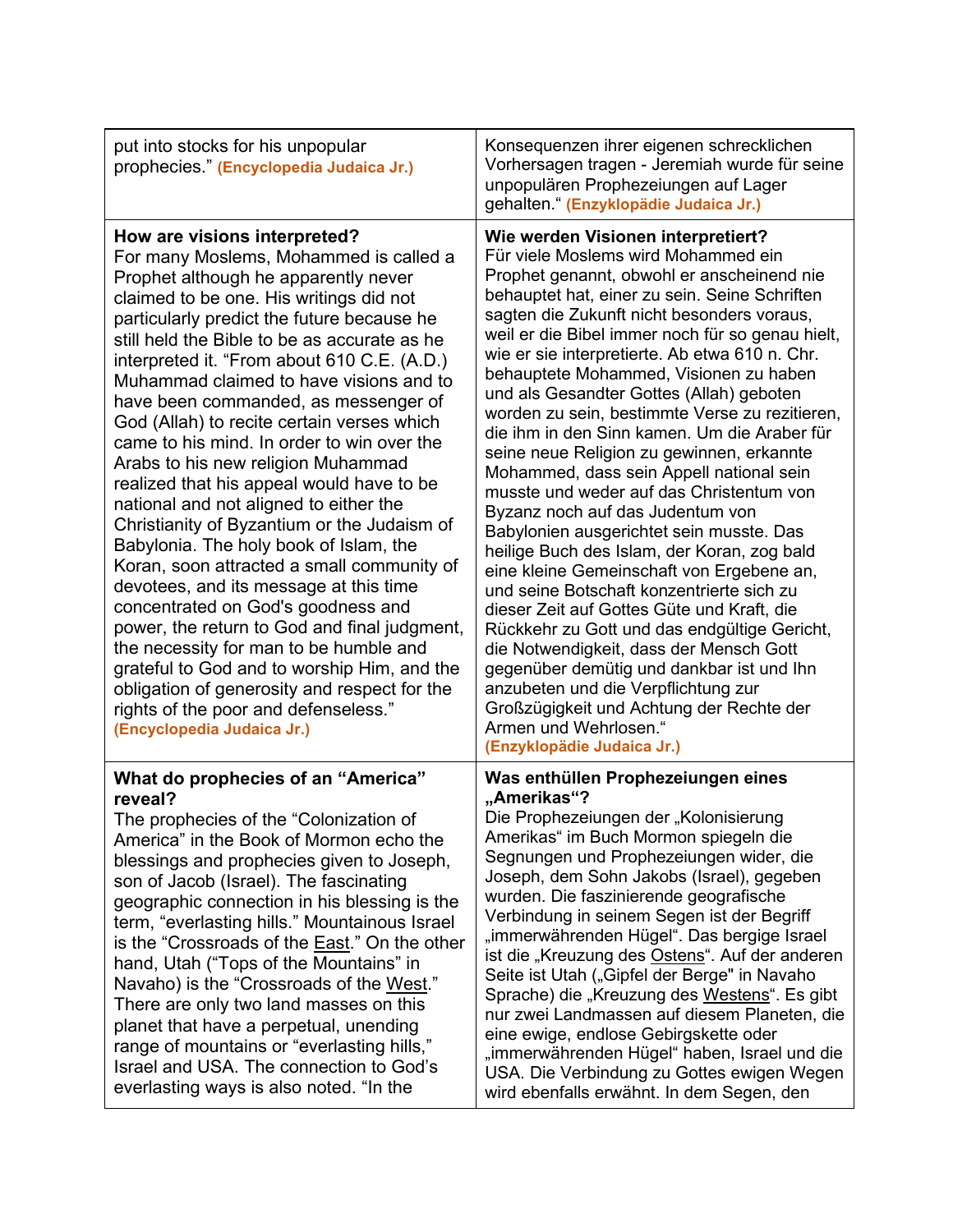| | |
|---|---|
| put into stocks for his unpopular prophecies." **(Encyclopedia Judaica Jr.)** | Konsequenzen ihrer eigenen schrecklichen Vorhersagen tragen - Jeremiah wurde für seine unpopulären Prophezeiungen auf Lager gehalten." **(Enzyklopädie Judaica Jr.)** |
| **How are visions interpreted?**<br>For many Moslems, Mohammed is called a Prophet although he apparently never claimed to be one. His writings did not particularly predict the future because he still held the Bible to be as accurate as he interpreted it. "From about 610 C.E. (A.D.) Muhammad claimed to have visions and to have been commanded, as messenger of God (Allah) to recite certain verses which came to his mind. In order to win over the Arabs to his new religion Muhammad realized that his appeal would have to be national and not aligned to either the Christianity of Byzantium or the Judaism of Babylonia. The holy book of Islam, the Koran, soon attracted a small community of devotees, and its message at this time concentrated on God's goodness and power, the return to God and final judgment, the necessity for man to be humble and grateful to God and to worship Him, and the obligation of generosity and respect for the rights of the poor and defenseless." **(Encyclopedia Judaica Jr.)** | **Wie werden Visionen interpretiert?**<br>Für viele Moslems wird Mohammed ein Prophet genannt, obwohl er anscheinend nie behauptet hat, einer zu sein. Seine Schriften sagten die Zukunft nicht besonders voraus, weil er die Bibel immer noch für so genau hielt, wie er sie interpretierte. Ab etwa 610 n. Chr. behauptete Mohammed, Visionen zu haben und als Gesandter Gottes (Allah) geboten worden zu sein, bestimmte Verse zu rezitieren, die ihm in den Sinn kamen. Um die Araber für seine neue Religion zu gewinnen, erkannte Mohammed, dass sein Appell national sein musste und weder auf das Christentum von Byzanz noch auf das Judentum von Babylonien ausgerichtet sein musste. Das heilige Buch des Islam, der Koran, zog bald eine kleine Gemeinschaft von Ergebene an, und seine Botschaft konzentrierte sich zu dieser Zeit auf Gottes Güte und Kraft, die Rückkehr zu Gott und das endgültige Gericht, die Notwendigkeit, dass der Mensch Gott gegenüber demütig und dankbar ist und Ihn anzubeten und die Verpflichtung zur Großzügigkeit und Achtung der Rechte der Armen und Wehrlosen." **(Enzyklopädie Judaica Jr.)** |
| **What do prophecies of an "America" reveal?**<br>The prophecies of the "Colonization of America" in the Book of Mormon echo the blessings and prophecies given to Joseph, son of Jacob (Israel). The fascinating geographic connection in his blessing is the term, "everlasting hills." Mountainous Israel is the "Crossroads of the <u>East</u>." On the other hand, Utah ("Tops of the Mountains" in Navaho) is the "Crossroads of the <u>West</u>." There are only two land masses on this planet that have a perpetual, unending range of mountains or "everlasting hills," Israel and USA. The connection to God's everlasting ways is also noted. "In the | **Was enthüllen Prophezeiungen eines „Amerikas"?**<br>Die Prophezeiungen der „Kolonisierung Amerikas" im Buch Mormon spiegeln die Segnungen und Prophezeiungen wider, die Joseph, dem Sohn Jakobs (Israel), gegeben wurden. Die faszinierende geografische Verbindung in seinem Segen ist der Begriff „immerwährenden Hügel". Das bergige Israel ist die „Kreuzung des <u>Ostens</u>". Auf der anderen Seite ist Utah („Gipfel der Berge" in Navaho Sprache) die „Kreuzung des <u>Westens</u>". Es gibt nur zwei Landmassen auf diesem Planeten, die eine ewige, endlose Gebirgskette oder „immerwährenden Hügel" haben, Israel und die USA. Die Verbindung zu Gottes ewigen Wegen wird ebenfalls erwähnt. In dem Segen, den |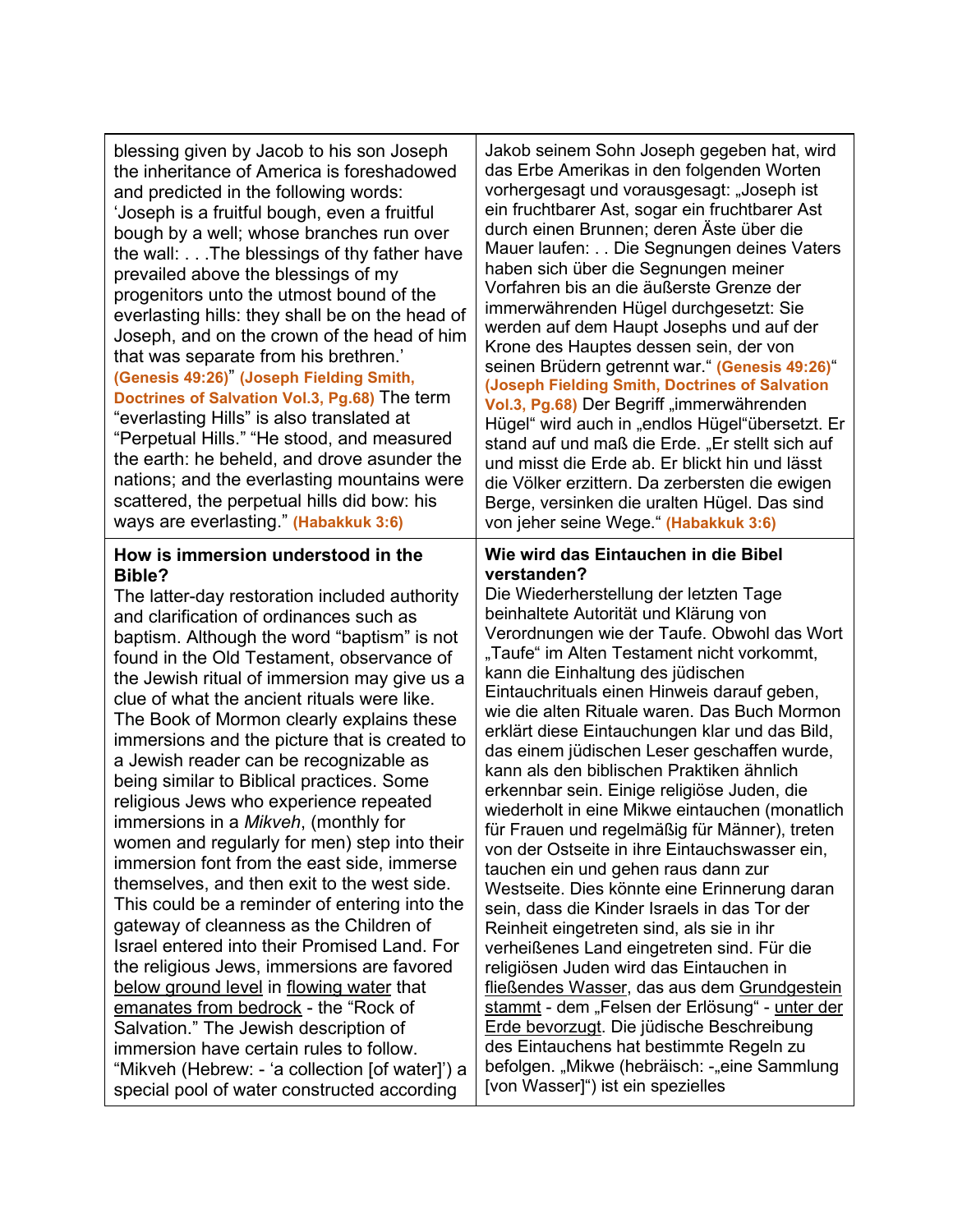| | |
|---|---|
| blessing given by Jacob to his son Joseph the inheritance of America is foreshadowed and predicted in the following words: 'Joseph is a fruitful bough, even a fruitful bough by a well; whose branches run over the wall: . . .The blessings of thy father have prevailed above the blessings of my progenitors unto the utmost bound of the everlasting hills: they shall be on the head of Joseph, and on the crown of the head of him that was separate from his brethren.' **(Genesis 49:26)**" **(Joseph Fielding Smith, Doctrines of Salvation Vol.3, Pg.68)** The term "everlasting Hills" is also translated at "Perpetual Hills." "He stood, and measured the earth: he beheld, and drove asunder the nations; and the everlasting mountains were scattered, the perpetual hills did bow: his ways are everlasting." **(Habakkuk 3:6)** | Jakob seinem Sohn Joseph gegeben hat, wird das Erbe Amerikas in den folgenden Worten vorhergesagt und vorausgesagt: „Joseph ist ein fruchtbarer Ast, sogar ein fruchtbarer Ast durch einen Brunnen; deren Äste über die Mauer laufen: . . Die Segnungen deines Vaters haben sich über die Segnungen meiner Vorfahren bis an die äußerste Grenze der immerwährenden Hügel durchgesetzt: Sie werden auf dem Haupt Josephs und auf der Krone des Hauptes dessen sein, der von seinen Brüdern getrennt war." **(Genesis 49:26)**" **(Joseph Fielding Smith, Doctrines of Salvation Vol.3, Pg.68)** Der Begriff „immerwährenden Hügel" wird auch in „endlos Hügel"übersetzt. Er stand auf und maß die Erde. „Er stellt sich auf und misst die Erde ab. Er blickt hin und lässt die Völker erzittern. Da zerbersten die ewigen Berge, versinken die uralten Hügel. Das sind von jeher seine Wege." **(Habakkuk 3:6)** |
| **How is immersion understood in the Bible?**<br>The latter-day restoration included authority and clarification of ordinances such as baptism. Although the word "baptism" is not found in the Old Testament, observance of the Jewish ritual of immersion may give us a clue of what the ancient rituals were like. The Book of Mormon clearly explains these immersions and the picture that is created to a Jewish reader can be recognizable as being similar to Biblical practices. Some religious Jews who experience repeated immersions in a *Mikveh*, (monthly for women and regularly for men) step into their immersion font from the east side, immerse themselves, and then exit to the west side. This could be a reminder of entering into the gateway of cleanness as the Children of Israel entered into their Promised Land. For the religious Jews, immersions are favored <u>below ground level</u> in <u>flowing water</u> that <u>emanates from bedrock</u> - the "Rock of Salvation." The Jewish description of immersion have certain rules to follow. "Mikveh (Hebrew: - 'a collection [of water]') a special pool of water constructed according | **Wie wird das Eintauchen in die Bibel verstanden?**<br>Die Wiederherstellung der letzten Tage beinhaltete Autorität und Klärung von Verordnungen wie der Taufe. Obwohl das Wort „Taufe" im Alten Testament nicht vorkommt, kann die Einhaltung des jüdischen Eintauchrituals einen Hinweis darauf geben, wie die alten Rituale waren. Das Buch Mormon erklärt diese Eintauchungen klar und das Bild, das einem jüdischen Leser geschaffen wurde, kann als den biblischen Praktiken ähnlich erkennbar sein. Einige religiöse Juden, die wiederholt in eine Mikwe eintauchen (monatlich für Frauen und regelmäßig für Männer), treten von der Ostseite in ihre Eintauchswasser ein, tauchen ein und gehen raus dann zur Westseite. Dies könnte eine Erinnerung daran sein, dass die Kinder Israels in das Tor der Reinheit eingetreten sind, als sie in ihr verheißenes Land eingetreten sind. Für die religiösen Juden wird das Eintauchen in <u>fließendes Wasser</u>, das aus dem <u>Grundgestein stammt</u> - dem „Felsen der Erlösung" - <u>unter der Erde bevorzugt</u>. Die jüdische Beschreibung des Eintauchens hat bestimmte Regeln zu befolgen. „Mikwe (hebräisch: -„eine Sammlung [von Wasser]") ist ein spezielles |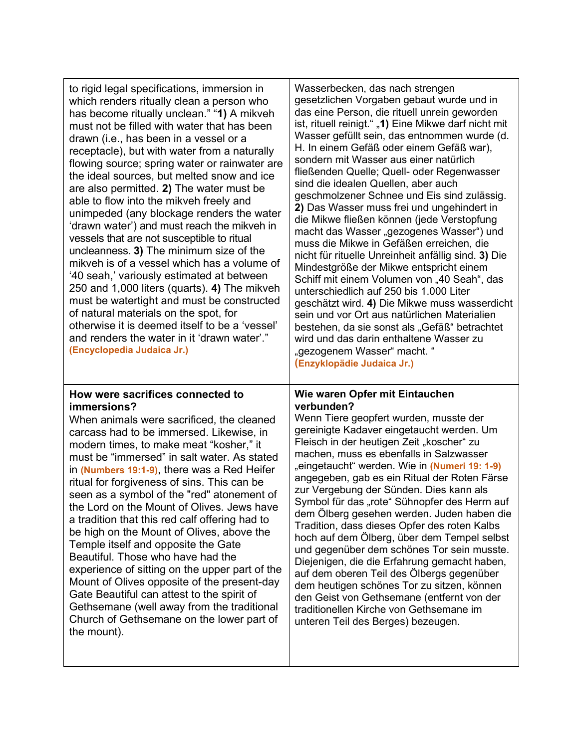| to rigid legal specifications, immersion in which renders ritually clean a person who has become ritually unclean." "**1)** A mikveh must not be filled with water that has been drawn (i.e., has been in a vessel or a receptacle), but with water from a naturally flowing source; spring water or rainwater are the ideal sources, but melted snow and ice are also permitted. **2)** The water must be able to flow into the mikveh freely and unimpeded (any blockage renders the water 'drawn water') and must reach the mikveh in vessels that are not susceptible to ritual uncleanness. **3)** The minimum size of the mikveh is of a vessel which has a volume of '40 seah,' variously estimated at between 250 and 1,000 liters (quarts). **4)** The mikveh must be watertight and must be constructed of natural materials on the spot, for otherwise it is deemed itself to be a 'vessel' and renders the water in it 'drawn water'." **(Encyclopedia Judaica Jr.)** | Wasserbecken, das nach strengen gesetzlichen Vorgaben gebaut wurde und in das eine Person, die rituell unrein geworden ist, rituell reinigt." „**1)** Eine Mikwe darf nicht mit Wasser gefüllt sein, das entnommen wurde (d. H. In einem Gefäß oder einem Gefäß war), sondern mit Wasser aus einer natürlich fließenden Quelle; Quell- oder Regenwasser sind die idealen Quellen, aber auch geschmolzener Schnee und Eis sind zulässig. **2)** Das Wasser muss frei und ungehindert in die Mikwe fließen können (jede Verstopfung macht das Wasser „gezogenes Wasser") und muss die Mikwe in Gefäßen erreichen, die nicht für rituelle Unreinheit anfällig sind. **3)** Die Mindestgröße der Mikwe entspricht einem Schiff mit einem Volumen von „40 Seah", das unterschiedlich auf 250 bis 1.000 Liter geschätzt wird. **4)** Die Mikwe muss wasserdicht sein und vor Ort aus natürlichen Materialien bestehen, da sie sonst als „Gefäß" betrachtet wird und das darin enthaltene Wasser zu „gezogenem Wasser" macht. " **(Enzyklopädie Judaica Jr.)** |
| --- | --- |
| **How were sacrifices connected to immersions?** When animals were sacrificed, the cleaned carcass had to be immersed. Likewise, in modern times, to make meat "kosher," it must be "immersed" in salt water. As stated in **(Numbers 19:1-9)**, there was a Red Heifer ritual for forgiveness of sins. This can be seen as a symbol of the "red" atonement of the Lord on the Mount of Olives. Jews have a tradition that this red calf offering had to be high on the Mount of Olives, above the Temple itself and opposite the Gate Beautiful. Those who have had the experience of sitting on the upper part of the Mount of Olives opposite of the present-day Gate Beautiful can attest to the spirit of Gethsemane (well away from the traditional Church of Gethsemane on the lower part of the mount). | **Wie waren Opfer mit Eintauchen verbunden?** Wenn Tiere geopfert wurden, musste der gereinigte Kadaver eingetaucht werden. Um Fleisch in der heutigen Zeit „koscher" zu machen, muss es ebenfalls in Salzwasser „eingetaucht" werden. Wie in **(Numeri 19: 1-9)** angegeben, gab es ein Ritual der Roten Färse zur Vergebung der Sünden. Dies kann als Symbol für das „rote" Sühnopfer des Herrn auf dem Ölberg gesehen werden. Juden haben die Tradition, dass dieses Opfer des roten Kalbs hoch auf dem Ölberg, über dem Tempel selbst und gegenüber dem schönes Tor sein musste. Diejenigen, die die Erfahrung gemacht haben, auf dem oberen Teil des Ölbergs gegenüber dem heutigen schönes Tor zu sitzen, können den Geist von Gethsemane (entfernt von der traditionellen Kirche von Gethsemane im unteren Teil des Berges) bezeugen. |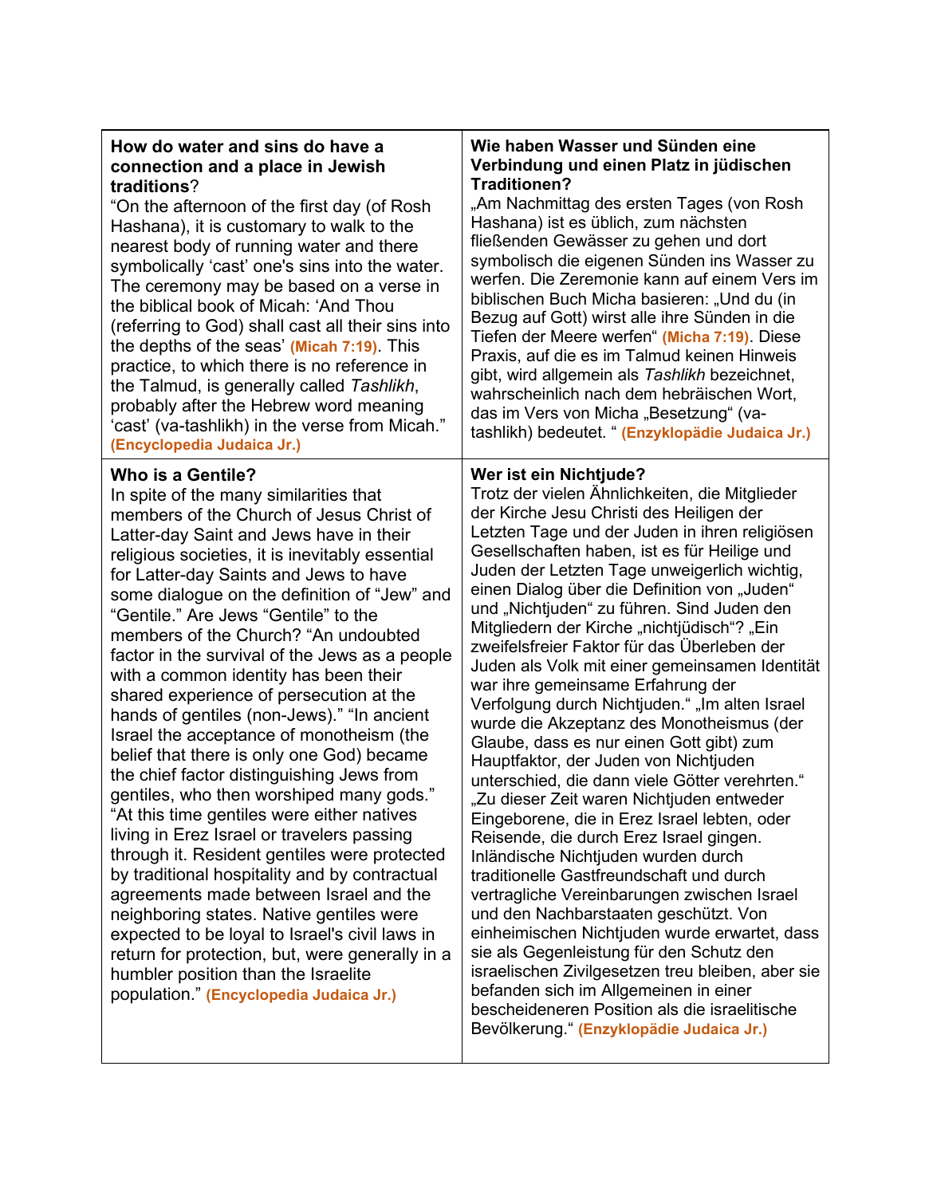| **How do water and sins do have a connection and a place in Jewish traditions**?<br>"On the afternoon of the first day (of Rosh Hashana), it is customary to walk to the nearest body of running water and there symbolically 'cast' one's sins into the water. The ceremony may be based on a verse in the biblical book of Micah: 'And Thou (referring to God) shall cast all their sins into the depths of the seas' **(Micah 7:19)**. This practice, to which there is no reference in the Talmud, is generally called *Tashlikh*, probably after the Hebrew word meaning 'cast' (va-tashlikh) in the verse from Micah." **(Encyclopedia Judaica Jr.)** | **Wie haben Wasser und Sünden eine Verbindung und einen Platz in jüdischen Traditionen?**<br>„Am Nachmittag des ersten Tages (von Rosh Hashana) ist es üblich, zum nächsten fließenden Gewässer zu gehen und dort symbolisch die eigenen Sünden ins Wasser zu werfen. Die Zeremonie kann auf einem Vers im biblischen Buch Micha basieren: „Und du (in Bezug auf Gott) wirst alle ihre Sünden in die Tiefen der Meere werfen" **(Micha 7:19)**. Diese Praxis, auf die es im Talmud keinen Hinweis gibt, wird allgemein als *Tashlikh* bezeichnet, wahrscheinlich nach dem hebräischen Wort, das im Vers von Micha „Besetzung" (va-tashlikh) bedeutet. " **(Enzyklopädie Judaica Jr.)** |
|---|---|
| **Who is a Gentile?**<br>In spite of the many similarities that members of the Church of Jesus Christ of Latter-day Saint and Jews have in their religious societies, it is inevitably essential for Latter-day Saints and Jews to have some dialogue on the definition of "Jew" and "Gentile." Are Jews "Gentile" to the members of the Church? "An undoubted factor in the survival of the Jews as a people with a common identity has been their shared experience of persecution at the hands of gentiles (non-Jews)." "In ancient Israel the acceptance of monotheism (the belief that there is only one God) became the chief factor distinguishing Jews from gentiles, who then worshiped many gods." "At this time gentiles were either natives living in Erez Israel or travelers passing through it. Resident gentiles were protected by traditional hospitality and by contractual agreements made between Israel and the neighboring states. Native gentiles were expected to be loyal to Israel's civil laws in return for protection, but, were generally in a humbler position than the Israelite population." **(Encyclopedia Judaica Jr.)** | **Wer ist ein Nichtjude?**<br>Trotz der vielen Ähnlichkeiten, die Mitglieder der Kirche Jesu Christi des Heiligen der Letzten Tage und der Juden in ihren religiösen Gesellschaften haben, ist es für Heilige und Juden der Letzten Tage unweigerlich wichtig, einen Dialog über die Definition von „Juden" und „Nichtjuden" zu führen. Sind Juden den Mitgliedern der Kirche „nichtjüdisch"? „Ein zweifelsfreier Faktor für das Überleben der Juden als Volk mit einer gemeinsamen Identität war ihre gemeinsame Erfahrung der Verfolgung durch Nichtjuden." „Im alten Israel wurde die Akzeptanz des Monotheismus (der Glaube, dass es nur einen Gott gibt) zum Hauptfaktor, der Juden von Nichtjuden unterschied, die dann viele Götter verehrten." „Zu dieser Zeit waren Nichtjuden entweder Eingeborene, die in Erez Israel lebten, oder Reisende, die durch Erez Israel gingen. Inländische Nichtjuden wurden durch traditionelle Gastfreundschaft und durch vertragliche Vereinbarungen zwischen Israel und den Nachbarstaaten geschützt. Von einheimischen Nichtjuden wurde erwartet, dass sie als Gegenleistung für den Schutz den israelischen Zivilgesetzen treu bleiben, aber sie befanden sich im Allgemeinen in einer bescheideneren Position als die israelitische Bevölkerung." **(Enzyklopädie Judaica Jr.)** |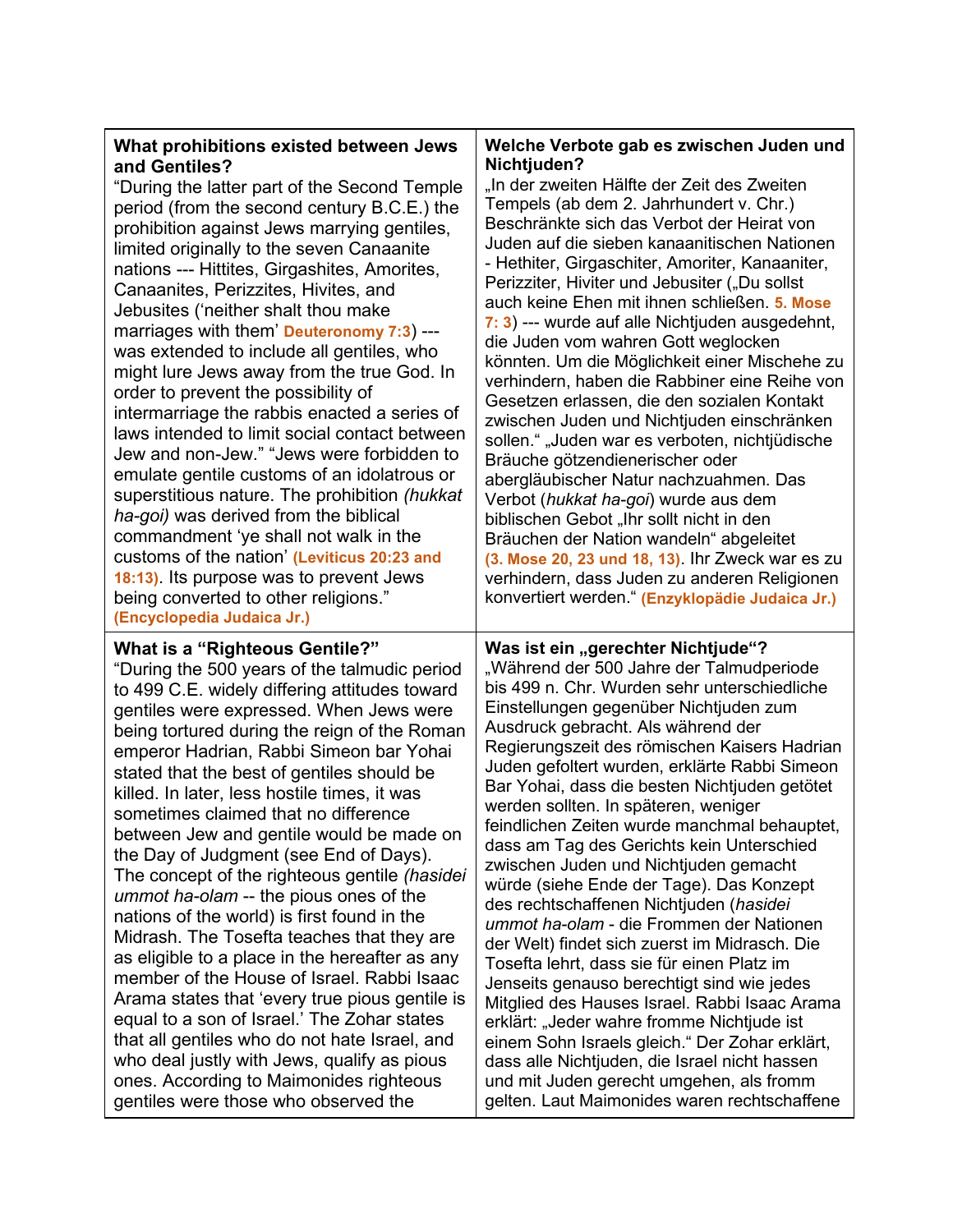| What prohibitions existed between Jews and Gentiles? | Welche Verbote gab es zwischen Juden und Nichtjuden? |
|---|---|
| “During the latter part of the Second Temple period (from the second century B.C.E.) the prohibition against Jews marrying gentiles, limited originally to the seven Canaanite nations --- Hittites, Girgashites, Amorites, Canaanites, Perizzites, Hivites, and Jebusites (‘neither shalt thou make marriages with them’ **Deuteronomy 7:3**) --- was extended to include all gentiles, who might lure Jews away from the true God. In order to prevent the possibility of intermarriage the rabbis enacted a series of laws intended to limit social contact between Jew and non-Jew.” “Jews were forbidden to emulate gentile customs of an idolatrous or superstitious nature. The prohibition *(hukkat ha-goi)* was derived from the biblical commandment ‘ye shall not walk in the customs of the nation’ **(Leviticus 20:23 and 18:13)**. Its purpose was to prevent Jews being converted to other religions.” **(Encyclopedia Judaica Jr.)** | „In der zweiten Hälfte der Zeit des Zweiten Tempels (ab dem 2. Jahrhundert v. Chr.) Beschränkte sich das Verbot der Heirat von Juden auf die sieben kanaanitischen Nationen - Hethiter, Girgaschiter, Amoriter, Kanaaniter, Perizziter, Hiviter und Jebusiter („Du sollst auch keine Ehen mit ihnen schließen. **5. Mose 7: 3**) --- wurde auf alle Nichtjuden ausgedehnt, die Juden vom wahren Gott weglocken könnten. Um die Möglichkeit einer Mischehe zu verhindern, haben die Rabbiner eine Reihe von Gesetzen erlassen, die den sozialen Kontakt zwischen Juden und Nichtjuden einschränken sollen.“ „Juden war es verboten, nichtjüdische Bräuche götzendienerischer oder abergläubischer Natur nachzuahmen. Das Verbot (*hukkat ha-goi*) wurde aus dem biblischen Gebot „Ihr sollt nicht in den Bräuchen der Nation wandeln“ abgeleitet **(3. Mose 20, 23 und 18, 13)**. Ihr Zweck war es zu verhindern, dass Juden zu anderen Religionen konvertiert werden.“ **(Enzyklopädie Judaica Jr.)** |
| **What is a “Righteous Gentile?”** | **Was ist ein „gerechter Nichtjude“?** |
| “During the 500 years of the talmudic period to 499 C.E. widely differing attitudes toward gentiles were expressed. When Jews were being tortured during the reign of the Roman emperor Hadrian, Rabbi Simeon bar Yohai stated that the best of gentiles should be killed. In later, less hostile times, it was sometimes claimed that no difference between Jew and gentile would be made on the Day of Judgment (see End of Days). The concept of the righteous gentile *(hasidei ummot ha-olam* -- the pious ones of the nations of the world) is first found in the Midrash. The Tosefta teaches that they are as eligible to a place in the hereafter as any member of the House of Israel. Rabbi Isaac Arama states that ‘every true pious gentile is equal to a son of Israel.’ The Zohar states that all gentiles who do not hate Israel, and who deal justly with Jews, qualify as pious ones. According to Maimonides righteous gentiles were those who observed the | „Während der 500 Jahre der Talmudperiode bis 499 n. Chr. Wurden sehr unterschiedliche Einstellungen gegenüber Nichtjuden zum Ausdruck gebracht. Als während der Regierungszeit des römischen Kaisers Hadrian Juden gefoltert wurden, erklärte Rabbi Simeon Bar Yohai, dass die besten Nichtjuden getötet werden sollten. In späteren, weniger feindlichen Zeiten wurde manchmal behauptet, dass am Tag des Gerichts kein Unterschied zwischen Juden und Nichtjuden gemacht würde (siehe Ende der Tage). Das Konzept des rechtschaffenen Nichtjuden (*hasidei ummot ha-olam* - die Frommen der Nationen der Welt) findet sich zuerst im Midrasch. Die Tosefta lehrt, dass sie für einen Platz im Jenseits genauso berechtigt sind wie jedes Mitglied des Hauses Israel. Rabbi Isaac Arama erklärt: „Jeder wahre fromme Nichtjude ist einem Sohn Israels gleich.“ Der Zohar erklärt, dass alle Nichtjuden, die Israel nicht hassen und mit Juden gerecht umgehen, als fromm gelten. Laut Maimonides waren rechtschaffene |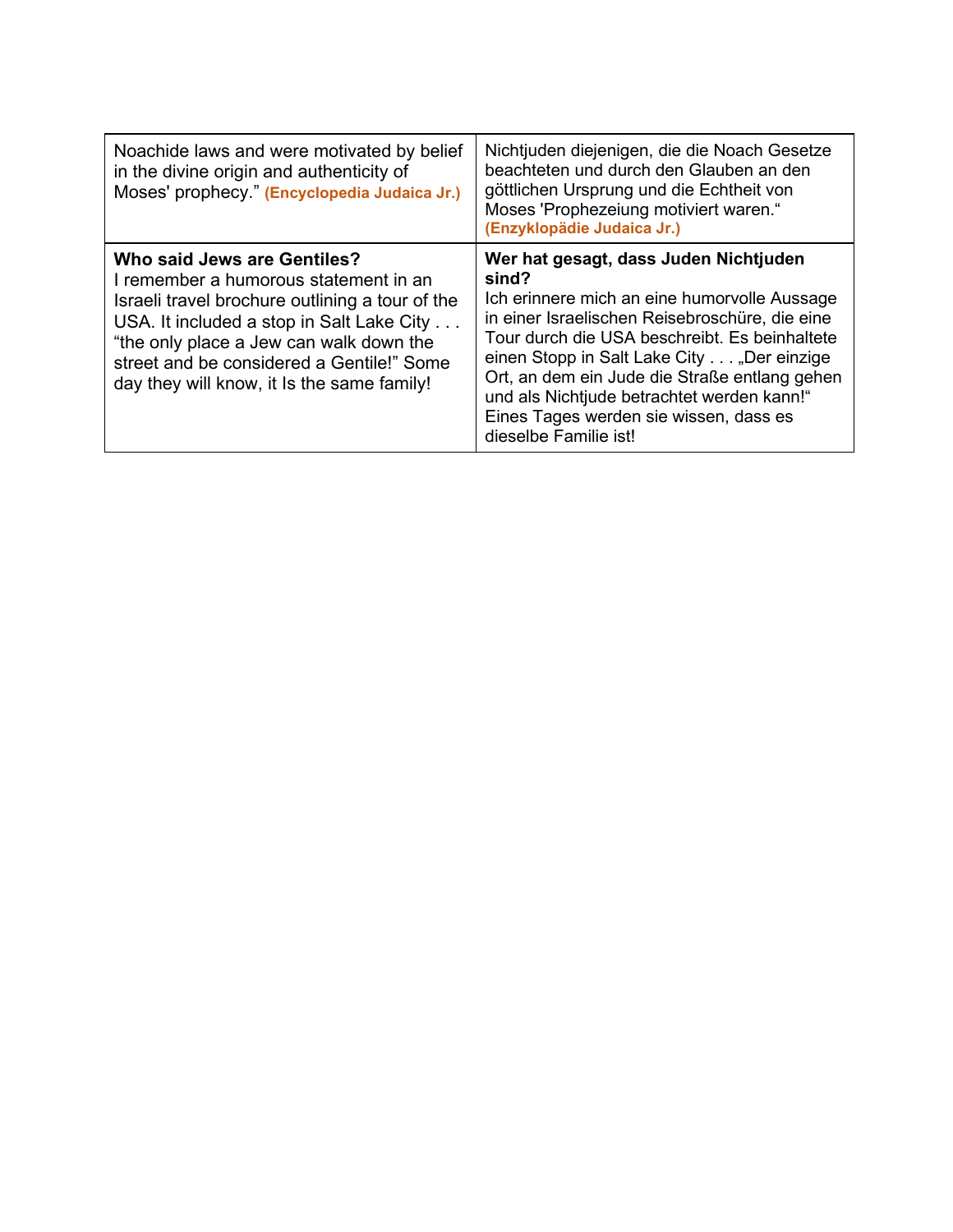| | |
|---|---|
| Noachide laws and were motivated by belief in the divine origin and authenticity of Moses' prophecy." **(Encyclopedia Judaica Jr.)** | Nichtjuden diejenigen, die die Noach Gesetze beachteten und durch den Glauben an den göttlichen Ursprung und die Echtheit von Moses 'Prophezeiung motiviert waren." **(Enzyklopädie Judaica Jr.)** |
| **Who said Jews are Gentiles?** I remember a humorous statement in an Israeli travel brochure outlining a tour of the USA. It included a stop in Salt Lake City . . . "the only place a Jew can walk down the street and be considered a Gentile!" Some day they will know, it Is the same family! | **Wer hat gesagt, dass Juden Nichtjuden sind?** Ich erinnere mich an eine humorvolle Aussage in einer Israelischen Reisebroschüre, die eine Tour durch die USA beschreibt. Es beinhaltete einen Stopp in Salt Lake City . . . „Der einzige Ort, an dem ein Jude die Straße entlang gehen und als Nichtjude betrachtet werden kann!" Eines Tages werden sie wissen, dass es dieselbe Familie ist! |